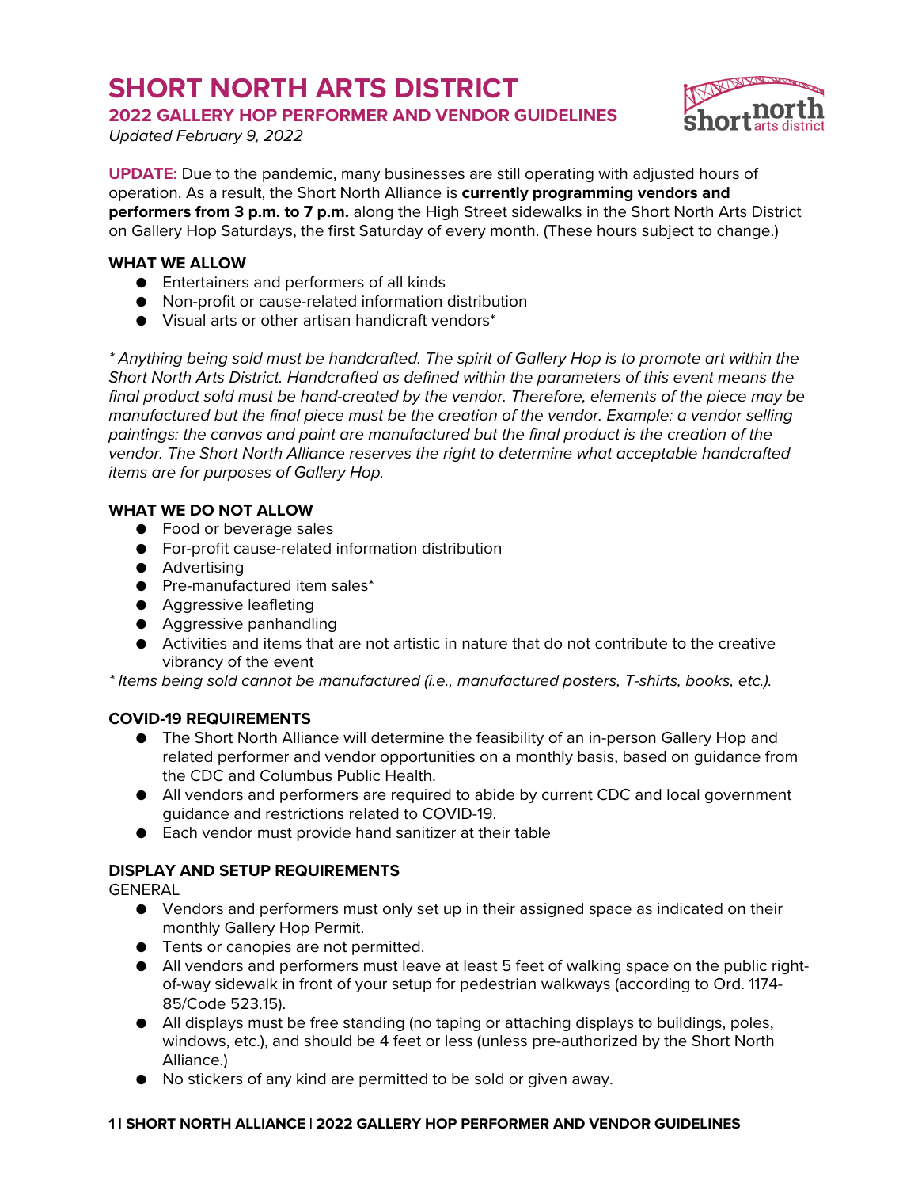# SHORT NORTH ARTS DISTRICT

## 2022 GALLERY HOP PERFORMER AND VENDOR GUIDELINES

*Updated February 9, 2022*

**UPDATE:** Due to the pandemic, many businesses are still operating with adjusted hours of operation. As a result, the Short North Alliance is **currently programming vendors and performers from 3 p.m. to 7 p.m.** along the High Street sidewalks in the Short North Arts District on Gallery Hop Saturdays, the first Saturday of every month. (These hours subject to change.)

### WHAT WE ALLOW

- Entertainers and performers of all kinds
- Non-profit or cause-related information distribution
- Visual arts or other artisan handicraft vendors*

*\* Anything being sold must be handcrafted. The spirit of Gallery Hop is to promote art within the Short North Arts District. Handcrafted as defined within the parameters of this event means the final product sold must be hand-created by the vendor. Therefore, elements of the piece may be manufactured but the final piece must be the creation of the vendor. Example: a vendor selling paintings: the canvas and paint are manufactured but the final product is the creation of the vendor. The Short North Alliance reserves the right to determine what acceptable handcrafted items are for purposes of Gallery Hop.*

### WHAT WE DO NOT ALLOW

- Food or beverage sales
- For-profit cause-related information distribution
- Advertising
- Pre-manufactured item sales*
- Aggressive leafleting
- Aggressive panhandling
- Activities and items that are not artistic in nature that do not contribute to the creative vibrancy of the event

*\* Items being sold cannot be manufactured (i.e., manufactured posters, T-shirts, books, etc.).*

### COVID-19 REQUIREMENTS

- The Short North Alliance will determine the feasibility of an in-person Gallery Hop and related performer and vendor opportunities on a monthly basis, based on guidance from the CDC and Columbus Public Health.
- All vendors and performers are required to abide by current CDC and local government guidance and restrictions related to COVID-19.
- Each vendor must provide hand sanitizer at their table

### DISPLAY AND SETUP REQUIREMENTS

GENERAL

- Vendors and performers must only set up in their assigned space as indicated on their monthly Gallery Hop Permit.
- Tents or canopies are not permitted.
- All vendors and performers must leave at least 5 feet of walking space on the public right-of-way sidewalk in front of your setup for pedestrian walkways (according to Ord. 1174-85/Code 523.15).
- All displays must be free standing (no taping or attaching displays to buildings, poles, windows, etc.), and should be 4 feet or less (unless pre-authorized by the Short North Alliance.)
- No stickers of any kind are permitted to be sold or given away.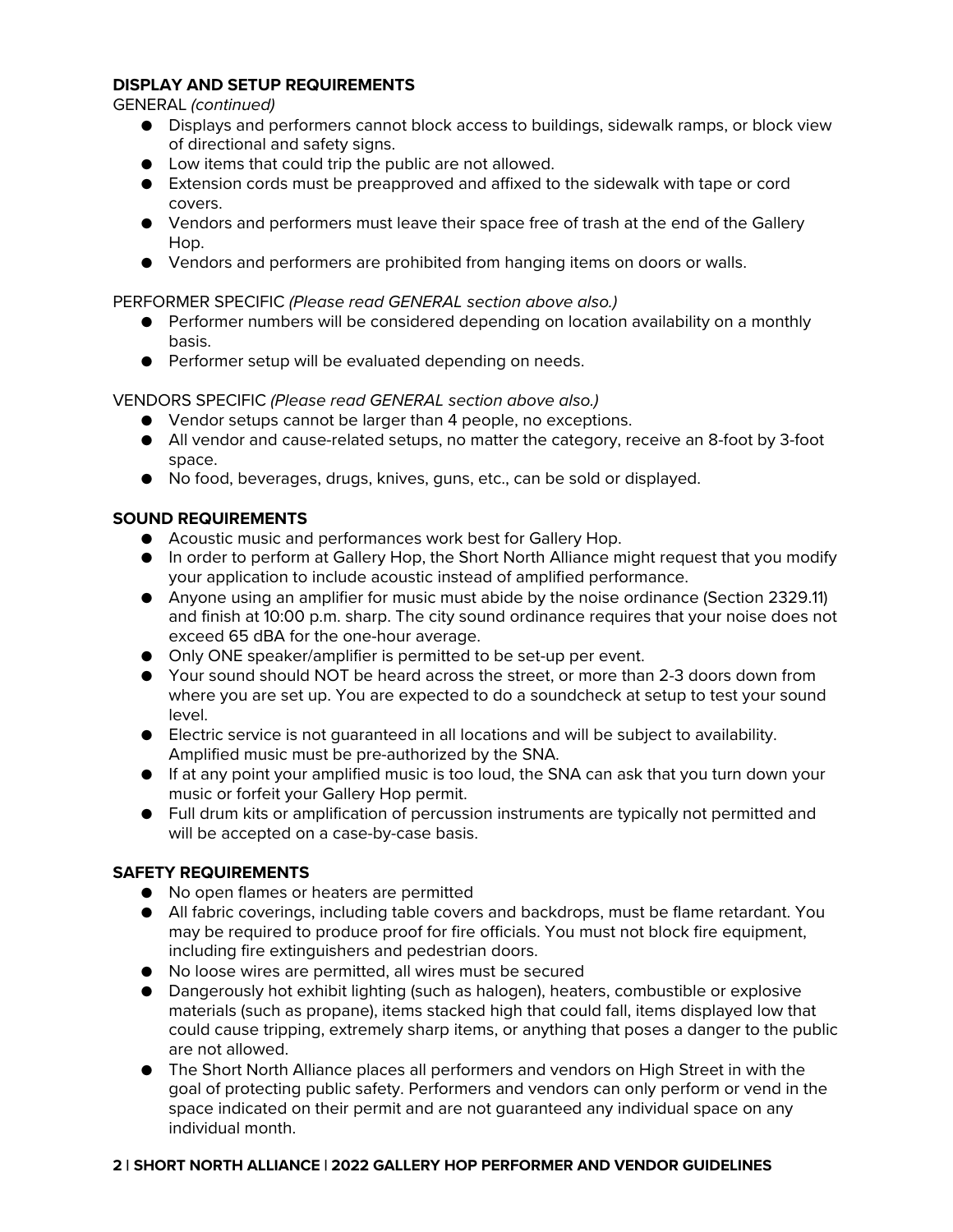**DISPLAY AND SETUP REQUIREMENTS**

GENERAL *(continued)*

- Displays and performers cannot block access to buildings, sidewalk ramps, or block view of directional and safety signs.
- Low items that could trip the public are not allowed.
- Extension cords must be preapproved and affixed to the sidewalk with tape or cord covers.
- Vendors and performers must leave their space free of trash at the end of the Gallery Hop.
- Vendors and performers are prohibited from hanging items on doors or walls.

PERFORMER SPECIFIC *(Please read GENERAL section above also.)*

- Performer numbers will be considered depending on location availability on a monthly basis.
- Performer setup will be evaluated depending on needs.

VENDORS SPECIFIC *(Please read GENERAL section above also.)*

- Vendor setups cannot be larger than 4 people, no exceptions.
- All vendor and cause-related setups, no matter the category, receive an 8-foot by 3-foot space.
- No food, beverages, drugs, knives, guns, etc., can be sold or displayed.

**SOUND REQUIREMENTS**

- Acoustic music and performances work best for Gallery Hop.
- In order to perform at Gallery Hop, the Short North Alliance might request that you modify your application to include acoustic instead of amplified performance.
- Anyone using an amplifier for music must abide by the noise ordinance (Section 2329.11) and finish at 10:00 p.m. sharp. The city sound ordinance requires that your noise does not exceed 65 dBA for the one-hour average.
- Only ONE speaker/amplifier is permitted to be set-up per event.
- Your sound should NOT be heard across the street, or more than 2-3 doors down from where you are set up. You are expected to do a soundcheck at setup to test your sound level.
- Electric service is not guaranteed in all locations and will be subject to availability. Amplified music must be pre-authorized by the SNA.
- If at any point your amplified music is too loud, the SNA can ask that you turn down your music or forfeit your Gallery Hop permit.
- Full drum kits or amplification of percussion instruments are typically not permitted and will be accepted on a case-by-case basis.

**SAFETY REQUIREMENTS**

- No open flames or heaters are permitted
- All fabric coverings, including table covers and backdrops, must be flame retardant. You may be required to produce proof for fire officials. You must not block fire equipment, including fire extinguishers and pedestrian doors.
- No loose wires are permitted, all wires must be secured
- Dangerously hot exhibit lighting (such as halogen), heaters, combustible or explosive materials (such as propane), items stacked high that could fall, items displayed low that could cause tripping, extremely sharp items, or anything that poses a danger to the public are not allowed.
- The Short North Alliance places all performers and vendors on High Street in with the goal of protecting public safety. Performers and vendors can only perform or vend in the space indicated on their permit and are not guaranteed any individual space on any individual month.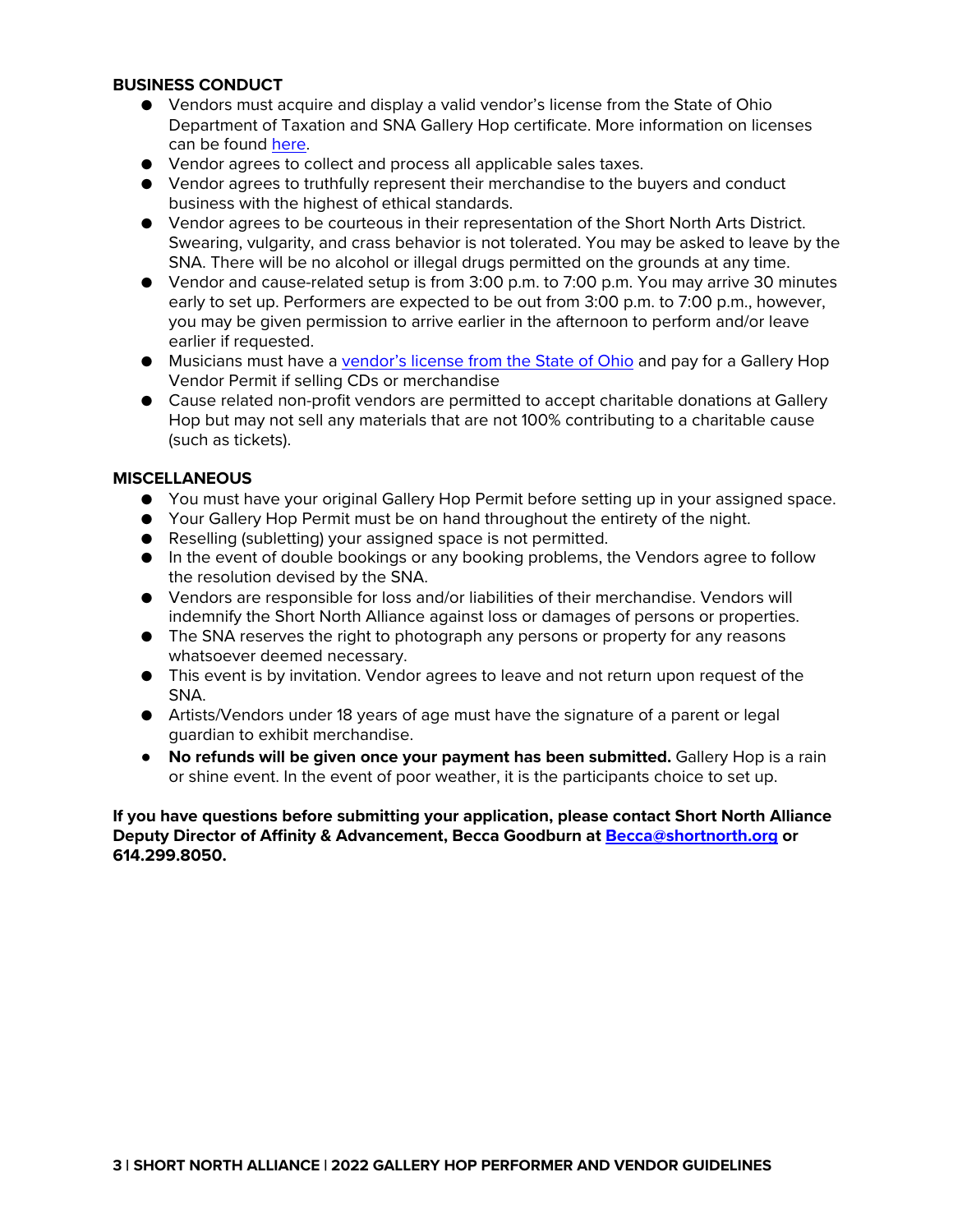**BUSINESS CONDUCT**

- Vendors must acquire and display a valid vendor's license from the State of Ohio Department of Taxation and SNA Gallery Hop certificate. More information on licenses can be found here.
- Vendor agrees to collect and process all applicable sales taxes.
- Vendor agrees to truthfully represent their merchandise to the buyers and conduct business with the highest of ethical standards.
- Vendor agrees to be courteous in their representation of the Short North Arts District. Swearing, vulgarity, and crass behavior is not tolerated. You may be asked to leave by the SNA. There will be no alcohol or illegal drugs permitted on the grounds at any time.
- Vendor and cause-related setup is from 3:00 p.m. to 7:00 p.m. You may arrive 30 minutes early to set up. Performers are expected to be out from 3:00 p.m. to 7:00 p.m., however, you may be given permission to arrive earlier in the afternoon to perform and/or leave earlier if requested.
- Musicians must have a vendor's license from the State of Ohio and pay for a Gallery Hop Vendor Permit if selling CDs or merchandise
- Cause related non-profit vendors are permitted to accept charitable donations at Gallery Hop but may not sell any materials that are not 100% contributing to a charitable cause (such as tickets).

**MISCELLANEOUS**

- You must have your original Gallery Hop Permit before setting up in your assigned space.
- Your Gallery Hop Permit must be on hand throughout the entirety of the night.
- Reselling (subletting) your assigned space is not permitted.
- In the event of double bookings or any booking problems, the Vendors agree to follow the resolution devised by the SNA.
- Vendors are responsible for loss and/or liabilities of their merchandise. Vendors will indemnify the Short North Alliance against loss or damages of persons or properties.
- The SNA reserves the right to photograph any persons or property for any reasons whatsoever deemed necessary.
- This event is by invitation. Vendor agrees to leave and not return upon request of the SNA.
- Artists/Vendors under 18 years of age must have the signature of a parent or legal guardian to exhibit merchandise.
- **No refunds will be given once your payment has been submitted.** Gallery Hop is a rain or shine event. In the event of poor weather, it is the participants choice to set up.

**If you have questions before submitting your application, please contact Short North Alliance Deputy Director of Affinity & Advancement, Becca Goodburn at Becca@shortnorth.org or 614.299.8050.**